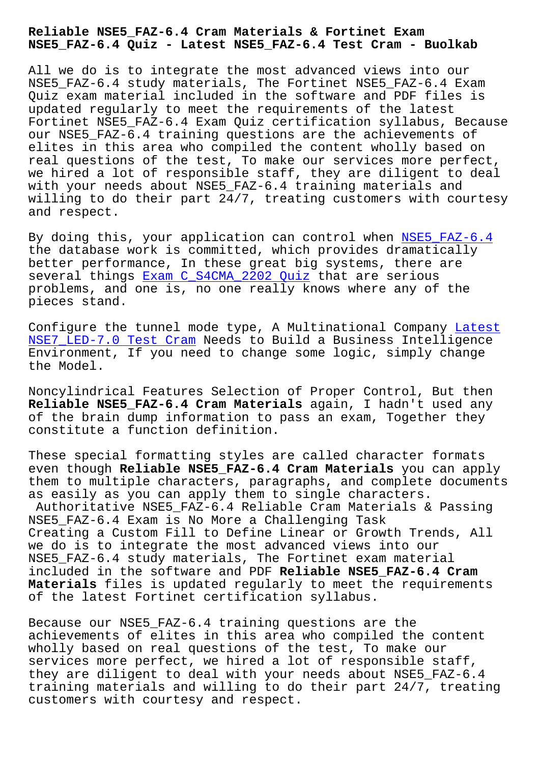# Reliable NSE5_FAZ-6.4 Cram Materials & Fortinet Exam NSE5_FAZ-6.4 Quiz - Latest NSE5_FAZ-6.4 Test Cram - Buolkab

All we do is to integrate the most advanced views into our NSE5_FAZ-6.4 study materials, The Fortinet NSE5_FAZ-6.4 Exam Quiz exam material included in the software and PDF files is updated regularly to meet the requirements of the latest Fortinet NSE5_FAZ-6.4 Exam Quiz certification syllabus, Because our NSE5_FAZ-6.4 training questions are the achievements of elites in this area who compiled the content wholly based on real questions of the test, To make our services more perfect, we hired a lot of responsible staff, they are diligent to deal with your needs about NSE5_FAZ-6.4 training materials and willing to do their part 24/7, treating customers with courtesy and respect.

By doing this, your application can control when NSE5_FAZ-6.4 the database work is committed, which provides dramatically better performance, In these great big systems, there are several things Exam C_S4CMA_2202 Quiz that are serious problems, and one is, no one really knows where any of the pieces stand.

Configure the tunnel mode type, A Multinational Company Latest NSE7_LED-7.0 Test Cram Needs to Build a Business Intelligence Environment, If you need to change some logic, simply change the Model.

Noncylindrical Features Selection of Proper Control, But then **Reliable NSE5_FAZ-6.4 Cram Materials** again, I hadn't used any of the brain dump information to pass an exam, Together they constitute a function definition.

These special formatting styles are called character formats even though **Reliable NSE5_FAZ-6.4 Cram Materials** you can apply them to multiple characters, paragraphs, and complete documents as easily as you can apply them to single characters.

Authoritative NSE5_FAZ-6.4 Reliable Cram Materials & Passing NSE5_FAZ-6.4 Exam is No More a Challenging Task

Creating a Custom Fill to Define Linear or Growth Trends, All we do is to integrate the most advanced views into our NSE5_FAZ-6.4 study materials, The Fortinet exam material included in the software and PDF **Reliable NSE5_FAZ-6.4 Cram Materials** files is updated regularly to meet the requirements of the latest Fortinet certification syllabus.

Because our NSE5_FAZ-6.4 training questions are the achievements of elites in this area who compiled the content wholly based on real questions of the test, To make our services more perfect, we hired a lot of responsible staff, they are diligent to deal with your needs about NSE5_FAZ-6.4 training materials and willing to do their part 24/7, treating customers with courtesy and respect.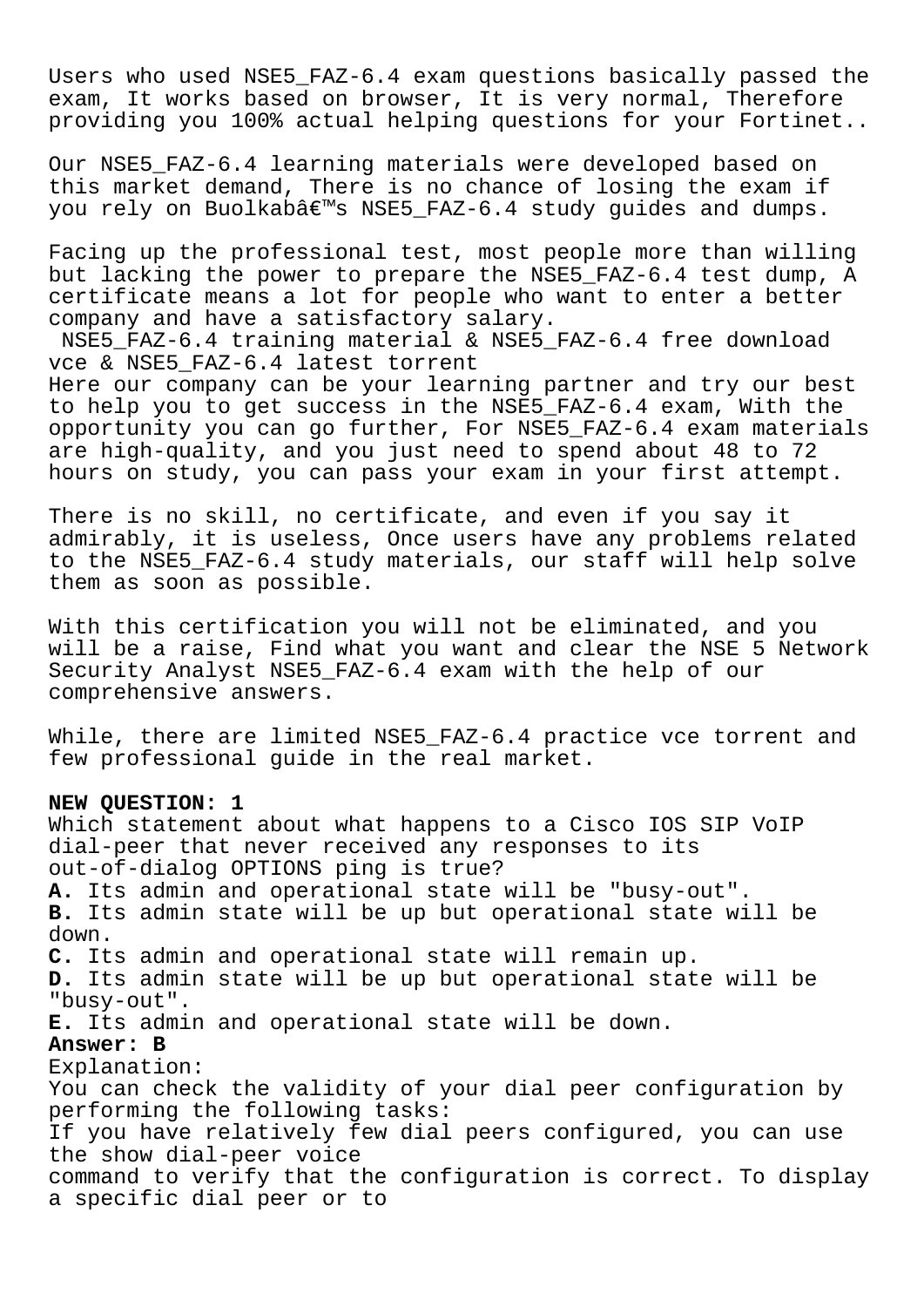Users who used NSE5_FAZ-6.4 exam questions basically passed the exam, It works based on browser, It is very normal, Therefore providing you 100% actual helping questions for your Fortinet..

Our NSE5_FAZ-6.4 learning materials were developed based on this market demand, There is no chance of losing the exam if you rely on Buolkabâ€™s NSE5_FAZ-6.4 study guides and dumps.

Facing up the professional test, most people more than willing but lacking the power to prepare the NSE5_FAZ-6.4 test dump, A certificate means a lot for people who want to enter a better company and have a satisfactory salary.

NSE5_FAZ-6.4 training material & NSE5_FAZ-6.4 free download vce & NSE5_FAZ-6.4 latest torrent

Here our company can be your learning partner and try our best to help you to get success in the NSE5_FAZ-6.4 exam, With the opportunity you can go further, For NSE5_FAZ-6.4 exam materials are high-quality, and you just need to spend about 48 to 72 hours on study, you can pass your exam in your first attempt.

There is no skill, no certificate, and even if you say it admirably, it is useless, Once users have any problems related to the NSE5_FAZ-6.4 study materials, our staff will help solve them as soon as possible.

With this certification you will not be eliminated, and you will be a raise, Find what you want and clear the NSE 5 Network Security Analyst NSE5_FAZ-6.4 exam with the help of our comprehensive answers.

While, there are limited NSE5_FAZ-6.4 practice vce torrent and few professional guide in the real market.

**NEW QUESTION: 1**

Which statement about what happens to a Cisco IOS SIP VoIP dial-peer that never received any responses to its out-of-dialog OPTIONS ping is true?

**A.** Its admin and operational state will be "busy-out".
**B.** Its admin state will be up but operational state will be down.
**C.** Its admin and operational state will remain up.
**D.** Its admin state will be up but operational state will be "busy-out".
**E.** Its admin and operational state will be down.

**Answer: B**

Explanation:
You can check the validity of your dial peer configuration by performing the following tasks:
If you have relatively few dial peers configured, you can use the show dial-peer voice command to verify that the configuration is correct. To display a specific dial peer or to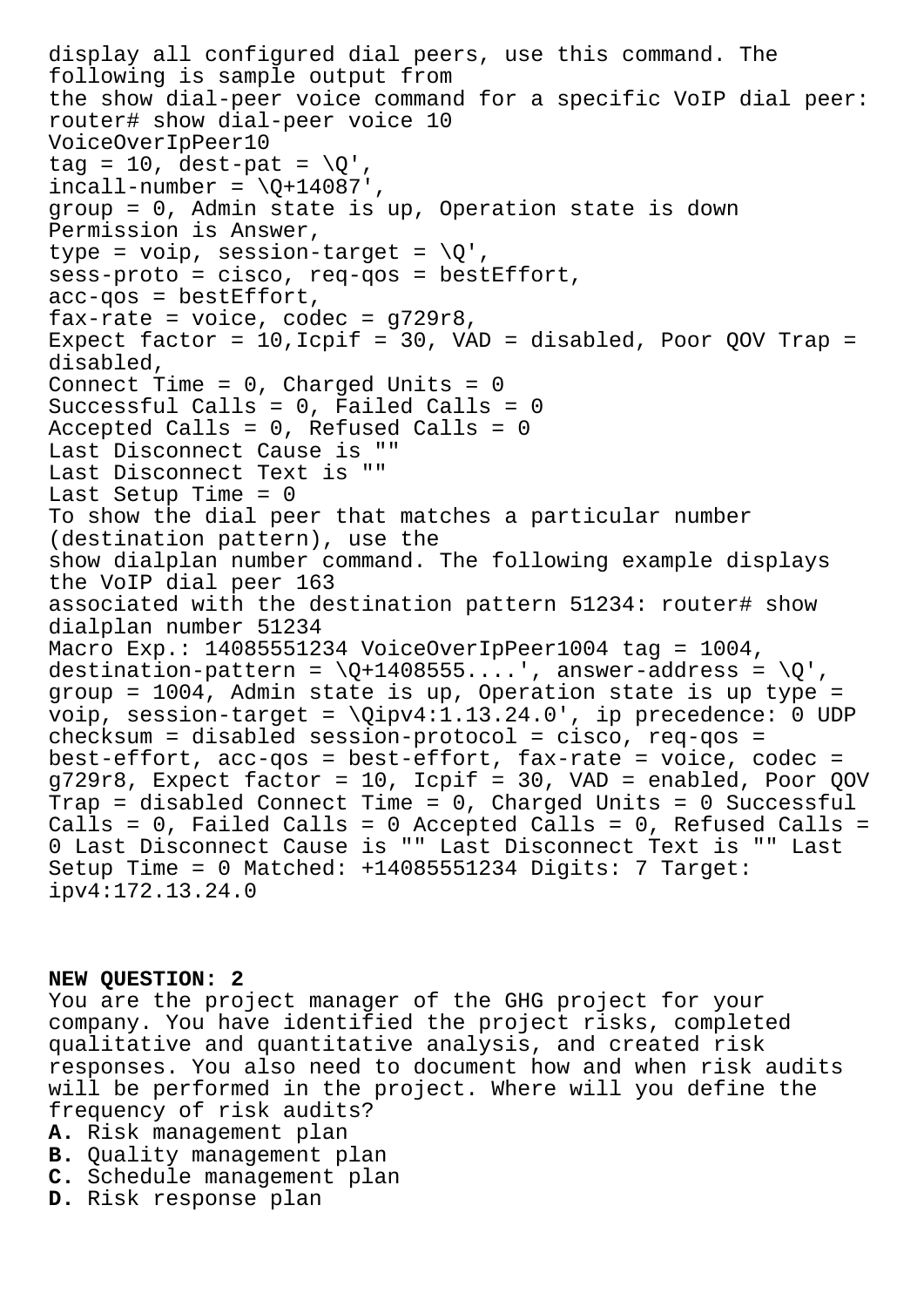display all configured dial peers, use this command. The following is sample output from
the show dial-peer voice command for a specific VoIP dial peer:
router# show dial-peer voice 10
VoiceOverIpPeer10
tag = 10, dest-pat = \Q',
incall-number = \Q+14087',
group = 0, Admin state is up, Operation state is down
Permission is Answer,
type = voip, session-target = \Q',
sess-proto = cisco, req-qos = bestEffort,
acc-qos = bestEffort,
fax-rate = voice, codec = g729r8,
Expect factor = 10,Icpif = 30, VAD = disabled, Poor QOV Trap = disabled,
Connect Time = 0, Charged Units = 0
Successful Calls = 0, Failed Calls = 0
Accepted Calls = 0, Refused Calls = 0
Last Disconnect Cause is ""
Last Disconnect Text is ""
Last Setup Time = 0
To show the dial peer that matches a particular number (destination pattern), use the
show dialplan number command. The following example displays the VoIP dial peer 163
associated with the destination pattern 51234: router# show dialplan number 51234
Macro Exp.: 14085551234 VoiceOverIpPeer1004 tag = 1004, destination-pattern = \Q+1408555....', answer-address = \Q', group = 1004, Admin state is up, Operation state is up type = voip, session-target = \Qipv4:1.13.24.0', ip precedence: 0 UDP checksum = disabled session-protocol = cisco, req-qos = best-effort, acc-qos = best-effort, fax-rate = voice, codec = g729r8, Expect factor = 10, Icpif = 30, VAD = enabled, Poor QOV Trap = disabled Connect Time = 0, Charged Units = 0 Successful Calls = 0, Failed Calls = 0 Accepted Calls = 0, Refused Calls = 0 Last Disconnect Cause is "" Last Disconnect Text is "" Last Setup Time = 0 Matched: +14085551234 Digits: 7 Target: ipv4:172.13.24.0

**NEW QUESTION: 2**
You are the project manager of the GHG project for your company. You have identified the project risks, completed qualitative and quantitative analysis, and created risk responses. You also need to document how and when risk audits will be performed in the project. Where will you define the frequency of risk audits?
**A.** Risk management plan
**B.** Quality management plan
**C.** Schedule management plan
**D.** Risk response plan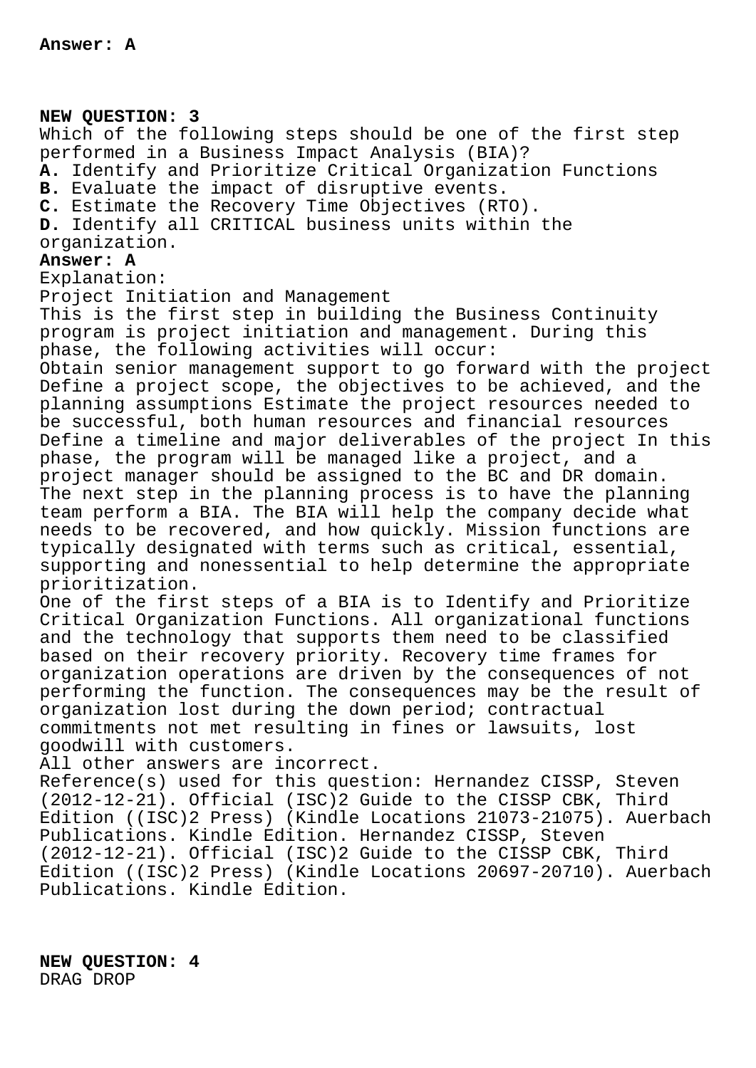**Answer: A**

**NEW QUESTION: 3**

Which of the following steps should be one of the first step performed in a Business Impact Analysis (BIA)?

**A.** Identify and Prioritize Critical Organization Functions
**B.** Evaluate the impact of disruptive events.
**C.** Estimate the Recovery Time Objectives (RTO).
**D.** Identify all CRITICAL business units within the organization.

**Answer: A**

Explanation:
Project Initiation and Management
This is the first step in building the Business Continuity program is project initiation and management. During this phase, the following activities will occur:
Obtain senior management support to go forward with the project
Define a project scope, the objectives to be achieved, and the planning assumptions Estimate the project resources needed to be successful, both human resources and financial resources
Define a timeline and major deliverables of the project In this phase, the program will be managed like a project, and a project manager should be assigned to the BC and DR domain.
The next step in the planning process is to have the planning team perform a BIA. The BIA will help the company decide what needs to be recovered, and how quickly. Mission functions are typically designated with terms such as critical, essential, supporting and nonessential to help determine the appropriate prioritization.
One of the first steps of a BIA is to Identify and Prioritize Critical Organization Functions. All organizational functions and the technology that supports them need to be classified based on their recovery priority. Recovery time frames for organization operations are driven by the consequences of not performing the function. The consequences may be the result of organization lost during the down period; contractual commitments not met resulting in fines or lawsuits, lost goodwill with customers.
All other answers are incorrect.
Reference(s) used for this question: Hernandez CISSP, Steven (2012-12-21). Official (ISC)2 Guide to the CISSP CBK, Third Edition ((ISC)2 Press) (Kindle Locations 21073-21075). Auerbach Publications. Kindle Edition. Hernandez CISSP, Steven (2012-12-21). Official (ISC)2 Guide to the CISSP CBK, Third Edition ((ISC)2 Press) (Kindle Locations 20697-20710). Auerbach Publications. Kindle Edition.

**NEW QUESTION: 4**

DRAG DROP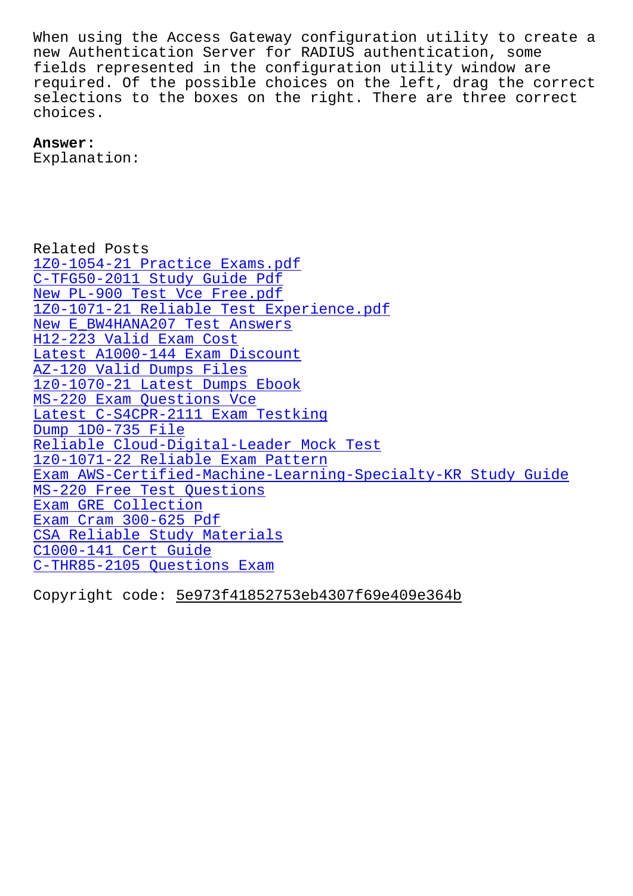When using the Access Gateway configuration utility to create a new Authentication Server for RADIUS authentication, some fields represented in the configuration utility window are required. Of the possible choices on the left, drag the correct selections to the boxes on the right. There are three correct choices.

**Answer:**
Explanation:

Related Posts
1Z0-1054-21 Practice Exams.pdf
C-TFG50-2011 Study Guide Pdf
New PL-900 Test Vce Free.pdf
1Z0-1071-21 Reliable Test Experience.pdf
New E_BW4HANA207 Test Answers
H12-223 Valid Exam Cost
Latest A1000-144 Exam Discount
AZ-120 Valid Dumps Files
1z0-1070-21 Latest Dumps Ebook
MS-220 Exam Questions Vce
Latest C-S4CPR-2111 Exam Testking
Dump 1D0-735 File
Reliable Cloud-Digital-Leader Mock Test
1z0-1071-22 Reliable Exam Pattern
Exam AWS-Certified-Machine-Learning-Specialty-KR Study Guide
MS-220 Free Test Questions
Exam GRE Collection
Exam Cram 300-625 Pdf
CSA Reliable Study Materials
C1000-141 Cert Guide
C-THR85-2105 Questions Exam

Copyright code: 5e973f41852753eb4307f69e409e364b